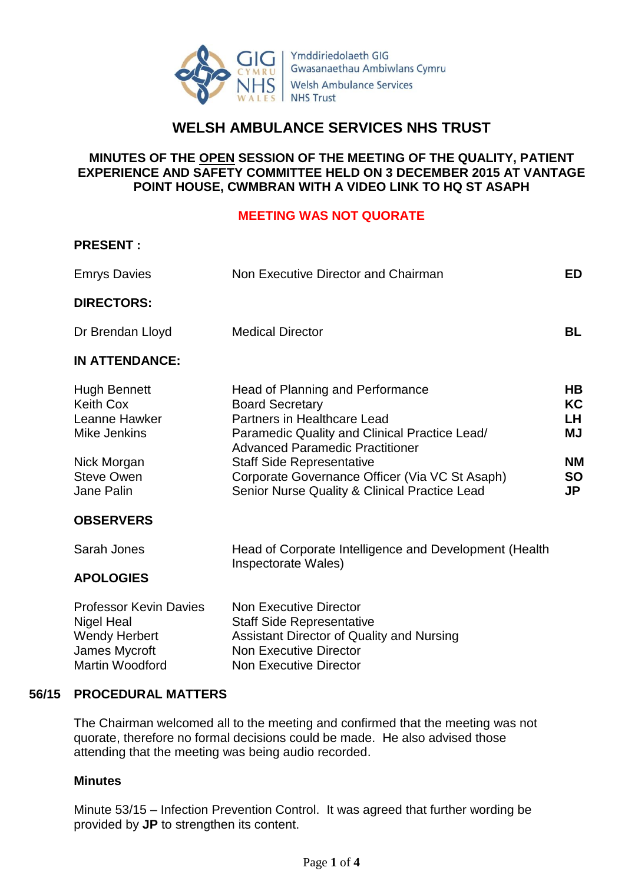# WELSH AMBULANCE SERVICES NHS TRUST

## MINUTES OF THE OPEN SESSION OF THE MEETING OF THE QUALITY, PATIENT EXPERIENCE AND SAFETY COMMITTEE HELD ON 3 DECEMBER 2015 AT VANTAGE POINT HOUSE, CWMBRAN WITH A VIDEO LINK TO HQ ST ASAPH

**MEETING WAS NOT QUORATE**

**PRESENT :**

| | | |
|---|---|---|
| Emrys Davies | Non Executive Director and Chairman | **ED** |

**DIRECTORS:**

| | | |
|---|---|---|
| Dr Brendan Lloyd | Medical Director | **BL** |

**IN ATTENDANCE:**

| | | |
|---|---|---|
| Hugh Bennett | Head of Planning and Performance | **HB** |
| Keith Cox | Board Secretary | **KC** |
| Leanne Hawker | Partners in Healthcare Lead | **LH** |
| Mike Jenkins | Paramedic Quality and Clinical Practice Lead/ Advanced Paramedic Practitioner | **MJ** |
| Nick Morgan | Staff Side Representative | **NM** |
| Steve Owen | Corporate Governance Officer (Via VC St Asaph) | **SO** |
| Jane Palin | Senior Nurse Quality & Clinical Practice Lead | **JP** |

**OBSERVERS**

| | |
|---|---|
| Sarah Jones | Head of Corporate Intelligence and Development (Health Inspectorate Wales) |

**APOLOGIES**

| | |
|---|---|
| Professor Kevin Davies | Non Executive Director |
| Nigel Heal | Staff Side Representative |
| Wendy Herbert | Assistant Director of Quality and Nursing |
| James Mycroft | Non Executive Director |
| Martin Woodford | Non Executive Director |

## 56/15 PROCEDURAL MATTERS

The Chairman welcomed all to the meeting and confirmed that the meeting was not quorate, therefore no formal decisions could be made. He also advised those attending that the meeting was being audio recorded.

**Minutes**

Minute 53/15 – Infection Prevention Control. It was agreed that further wording be provided by **JP** to strengthen its content.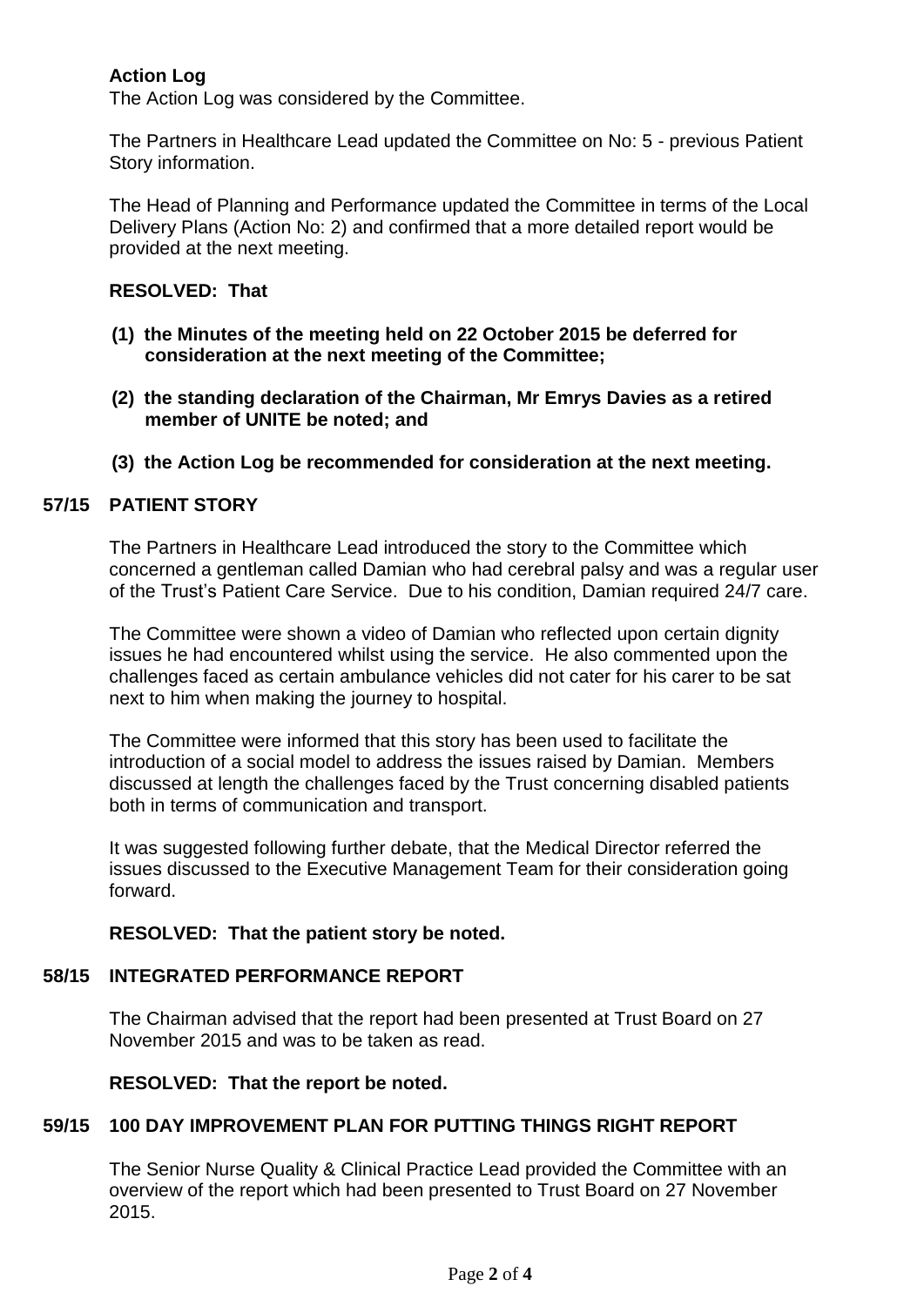**Action Log**

The Action Log was considered by the Committee.

The Partners in Healthcare Lead updated the Committee on No: 5 - previous Patient Story information.

The Head of Planning and Performance updated the Committee in terms of the Local Delivery Plans (Action No: 2) and confirmed that a more detailed report would be provided at the next meeting.

**RESOLVED: That**

**(1) the Minutes of the meeting held on 22 October 2015 be deferred for consideration at the next meeting of the Committee;**

**(2) the standing declaration of the Chairman, Mr Emrys Davies as a retired member of UNITE be noted; and**

**(3) the Action Log be recommended for consideration at the next meeting.**

## 57/15 PATIENT STORY

The Partners in Healthcare Lead introduced the story to the Committee which concerned a gentleman called Damian who had cerebral palsy and was a regular user of the Trust's Patient Care Service. Due to his condition, Damian required 24/7 care.

The Committee were shown a video of Damian who reflected upon certain dignity issues he had encountered whilst using the service. He also commented upon the challenges faced as certain ambulance vehicles did not cater for his carer to be sat next to him when making the journey to hospital.

The Committee were informed that this story has been used to facilitate the introduction of a social model to address the issues raised by Damian. Members discussed at length the challenges faced by the Trust concerning disabled patients both in terms of communication and transport.

It was suggested following further debate, that the Medical Director referred the issues discussed to the Executive Management Team for their consideration going forward.

**RESOLVED: That the patient story be noted.**

## 58/15 INTEGRATED PERFORMANCE REPORT

The Chairman advised that the report had been presented at Trust Board on 27 November 2015 and was to be taken as read.

**RESOLVED: That the report be noted.**

## 59/15 100 DAY IMPROVEMENT PLAN FOR PUTTING THINGS RIGHT REPORT

The Senior Nurse Quality & Clinical Practice Lead provided the Committee with an overview of the report which had been presented to Trust Board on 27 November 2015.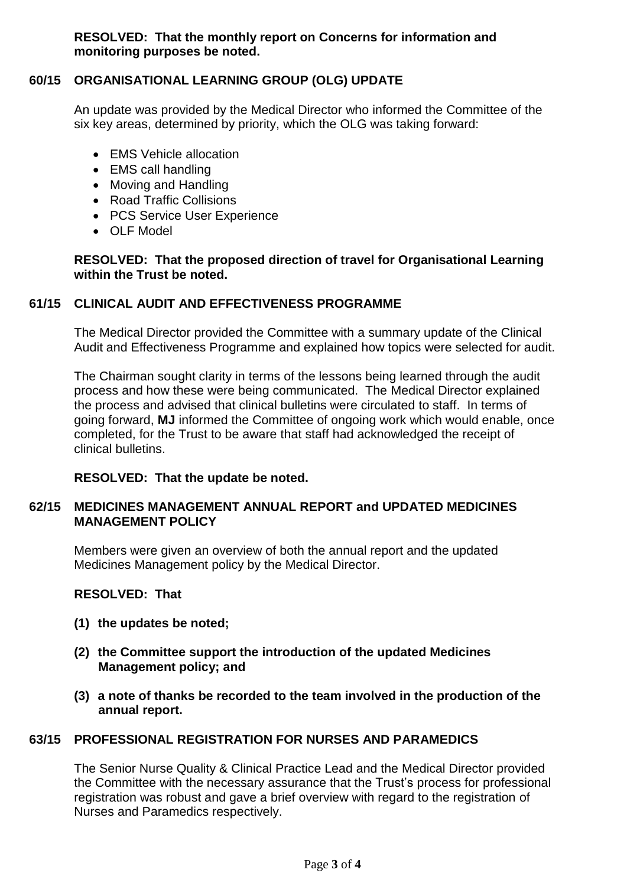**RESOLVED: That the monthly report on Concerns for information and monitoring purposes be noted.**

## 60/15 ORGANISATIONAL LEARNING GROUP (OLG) UPDATE

An update was provided by the Medical Director who informed the Committee of the six key areas, determined by priority, which the OLG was taking forward:

- EMS Vehicle allocation
- EMS call handling
- Moving and Handling
- Road Traffic Collisions
- PCS Service User Experience
- OLF Model

**RESOLVED: That the proposed direction of travel for Organisational Learning within the Trust be noted.**

## 61/15 CLINICAL AUDIT AND EFFECTIVENESS PROGRAMME

The Medical Director provided the Committee with a summary update of the Clinical Audit and Effectiveness Programme and explained how topics were selected for audit.

The Chairman sought clarity in terms of the lessons being learned through the audit process and how these were being communicated. The Medical Director explained the process and advised that clinical bulletins were circulated to staff. In terms of going forward, **MJ** informed the Committee of ongoing work which would enable, once completed, for the Trust to be aware that staff had acknowledged the receipt of clinical bulletins.

**RESOLVED: That the update be noted.**

## 62/15 MEDICINES MANAGEMENT ANNUAL REPORT and UPDATED MEDICINES MANAGEMENT POLICY

Members were given an overview of both the annual report and the updated Medicines Management policy by the Medical Director.

**RESOLVED: That**

**(1) the updates be noted;**

**(2) the Committee support the introduction of the updated Medicines Management policy; and**

**(3) a note of thanks be recorded to the team involved in the production of the annual report.**

## 63/15 PROFESSIONAL REGISTRATION FOR NURSES AND PARAMEDICS

The Senior Nurse Quality & Clinical Practice Lead and the Medical Director provided the Committee with the necessary assurance that the Trust's process for professional registration was robust and gave a brief overview with regard to the registration of Nurses and Paramedics respectively.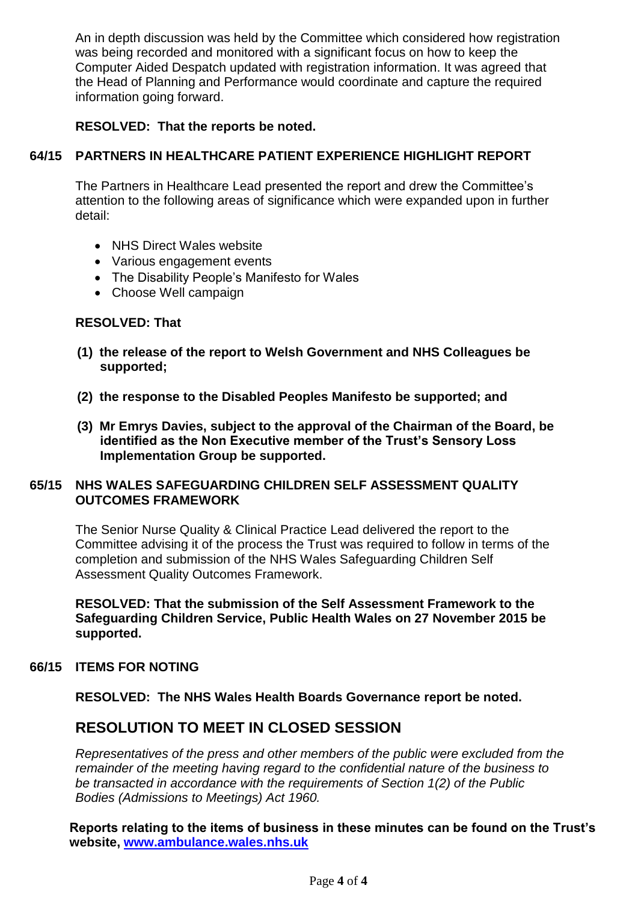An in depth discussion was held by the Committee which considered how registration was being recorded and monitored with a significant focus on how to keep the Computer Aided Despatch updated with registration information. It was agreed that the Head of Planning and Performance would coordinate and capture the required information going forward.

**RESOLVED: That the reports be noted.**

### 64/15 PARTNERS IN HEALTHCARE PATIENT EXPERIENCE HIGHLIGHT REPORT

The Partners in Healthcare Lead presented the report and drew the Committee's attention to the following areas of significance which were expanded upon in further detail:

- NHS Direct Wales website
- Various engagement events
- The Disability People's Manifesto for Wales
- Choose Well campaign

**RESOLVED: That**

**(1) the release of the report to Welsh Government and NHS Colleagues be supported;**

**(2) the response to the Disabled Peoples Manifesto be supported; and**

**(3) Mr Emrys Davies, subject to the approval of the Chairman of the Board, be identified as the Non Executive member of the Trust's Sensory Loss Implementation Group be supported.**

### 65/15 NHS WALES SAFEGUARDING CHILDREN SELF ASSESSMENT QUALITY OUTCOMES FRAMEWORK

The Senior Nurse Quality & Clinical Practice Lead delivered the report to the Committee advising it of the process the Trust was required to follow in terms of the completion and submission of the NHS Wales Safeguarding Children Self Assessment Quality Outcomes Framework.

**RESOLVED: That the submission of the Self Assessment Framework to the Safeguarding Children Service, Public Health Wales on 27 November 2015 be supported.**

### 66/15 ITEMS FOR NOTING

**RESOLVED: The NHS Wales Health Boards Governance report be noted.**

## RESOLUTION TO MEET IN CLOSED SESSION

*Representatives of the press and other members of the public were excluded from the remainder of the meeting having regard to the confidential nature of the business to be transacted in accordance with the requirements of Section 1(2) of the Public Bodies (Admissions to Meetings) Act 1960.*

**Reports relating to the items of business in these minutes can be found on the Trust's website, [www.ambulance.wales.nhs.uk](www.ambulance.wales.nhs.uk)**